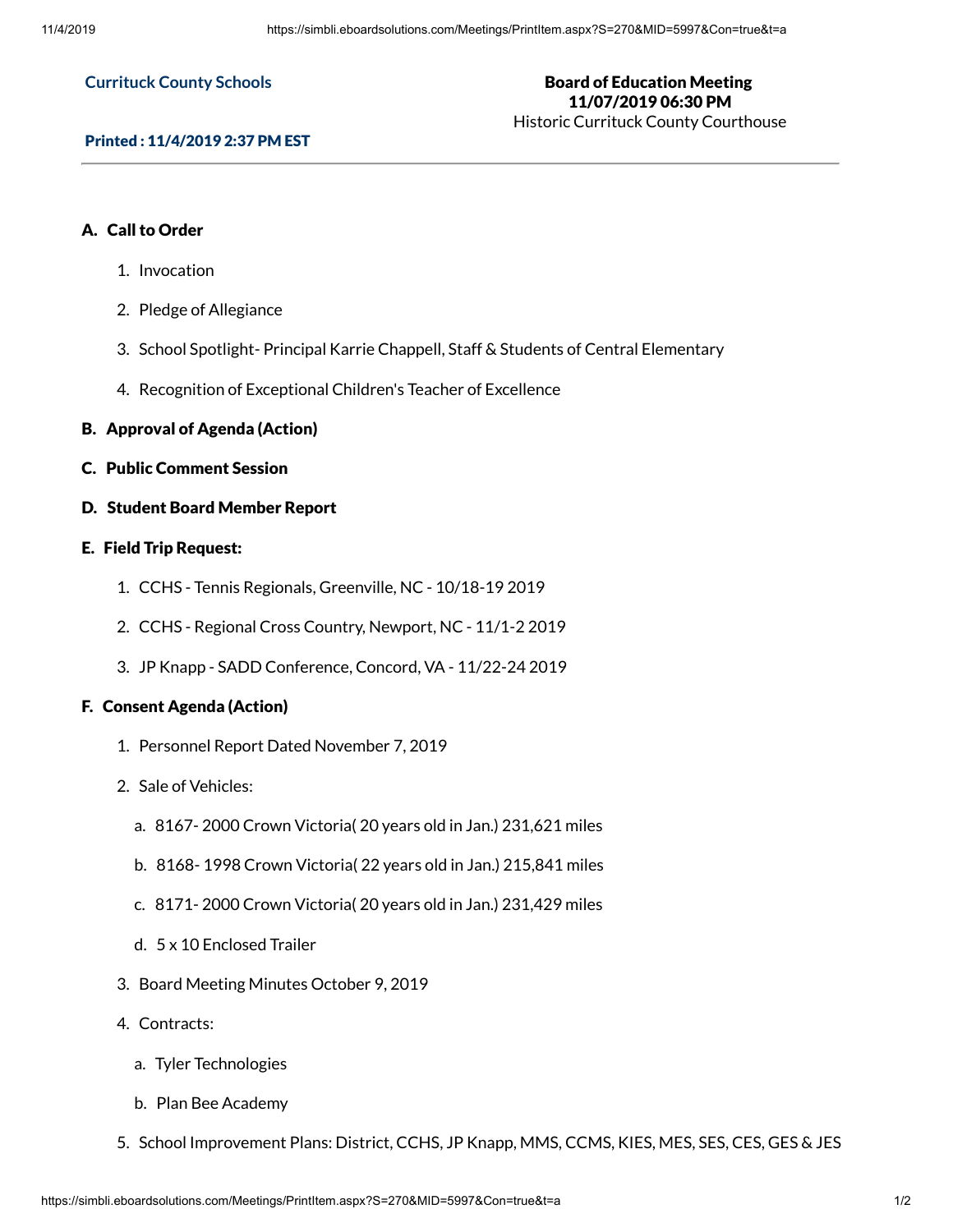**Currituck County Schools**

**Printed : 11/4/2019 2:37 PM EST**

**Board of Education Meeting**
**11/07/2019 06:30 PM**
Historic Currituck County Courthouse

---

## A. Call to Order

1. Invocation
2. Pledge of Allegiance
3. School Spotlight- Principal Karrie Chappell, Staff & Students of Central Elementary
4. Recognition of Exceptional Children's Teacher of Excellence

## B. Approval of Agenda (Action)

## C. Public Comment Session

## D. Student Board Member Report

## E. Field Trip Request:

1. CCHS - Tennis Regionals, Greenville, NC - 10/18-19 2019
2. CCHS - Regional Cross Country, Newport, NC - 11/1-2 2019
3. JP Knapp - SADD Conference, Concord, VA - 11/22-24 2019

## F. Consent Agenda (Action)

1. Personnel Report Dated November 7, 2019
2. Sale of Vehicles:
   a. 8167- 2000 Crown Victoria( 20 years old in Jan.) 231,621 miles
   b. 8168- 1998 Crown Victoria( 22 years old in Jan.) 215,841 miles
   c. 8171- 2000 Crown Victoria( 20 years old in Jan.) 231,429 miles
   d. 5 x 10 Enclosed Trailer
3. Board Meeting Minutes October 9, 2019
4. Contracts:
   a. Tyler Technologies
   b. Plan Bee Academy
5. School Improvement Plans: District, CCHS, JP Knapp, MMS, CCMS, KIES, MES, SES, CES, GES & JES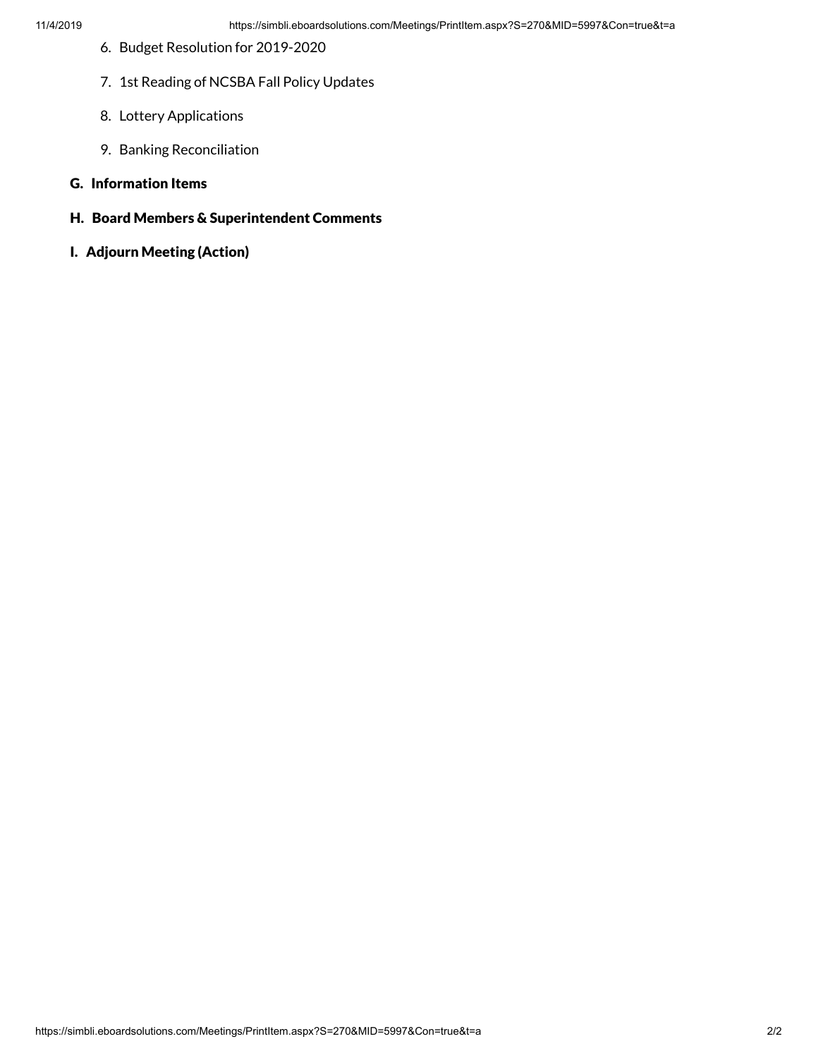6. Budget Resolution for 2019-2020
7. 1st Reading of NCSBA Fall Policy Updates
8. Lottery Applications
9. Banking Reconciliation

### G. Information Items

### H. Board Members & Superintendent Comments

### I. Adjourn Meeting (Action)